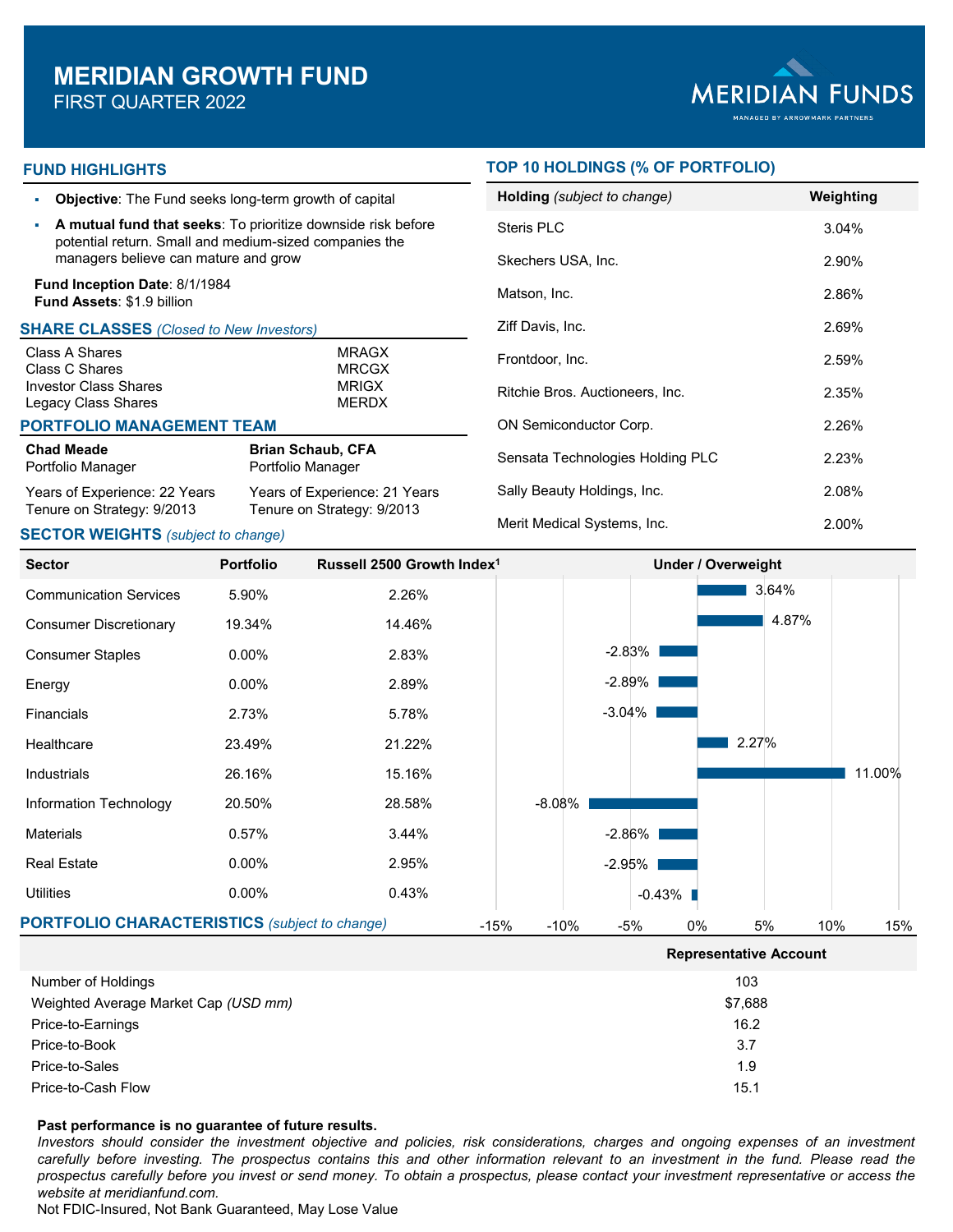# MERIDIAN GROWTH FUND

FIRST QUARTER 2022

MERIDIAN FUNDS
MANAGED BY ARROWMARK PARTNERS

## FUND HIGHLIGHTS

- **Objective**: The Fund seeks long-term growth of capital
- **A mutual fund that seeks**: To prioritize downside risk before potential return. Small and medium-sized companies the managers believe can mature and grow

**Fund Inception Date**: 8/1/1984
**Fund Assets**: $1.9 billion

## SHARE CLASSES *(Closed to New Investors)*

| | |
|---|---|
| Class A Shares | MRAGX |
| Class C Shares | MRCGX |
| Investor Class Shares | MRIGX |
| Legacy Class Shares | MERDX |

## PORTFOLIO MANAGEMENT TEAM

**Chad Meade**
Portfolio Manager

Years of Experience: 22 Years
Tenure on Strategy: 9/2013

**Brian Schaub, CFA**
Portfolio Manager

Years of Experience: 21 Years
Tenure on Strategy: 9/2013

## TOP 10 HOLDINGS (% OF PORTFOLIO)

| Holding *(subject to change)* | Weighting |
|---|---|
| Steris PLC | 3.04% |
| Skechers USA, Inc. | 2.90% |
| Matson, Inc. | 2.86% |
| Ziff Davis, Inc. | 2.69% |
| Frontdoor, Inc. | 2.59% |
| Ritchie Bros. Auctioneers, Inc. | 2.35% |
| ON Semiconductor Corp. | 2.26% |
| Sensata Technologies Holding PLC | 2.23% |
| Sally Beauty Holdings, Inc. | 2.08% |
| Merit Medical Systems, Inc. | 2.00% |

## SECTOR WEIGHTS *(subject to change)*

| Sector | Portfolio | Russell 2500 Growth Index[1] | Under / Overweight |
|---|---|---|---|
| Communication Services | 5.90% | 2.26% | 3.64% |
| Consumer Discretionary | 19.34% | 14.46% | 4.87% |
| Consumer Staples | 0.00% | 2.83% | -2.83% |
| Energy | 0.00% | 2.89% | -2.89% |
| Financials | 2.73% | 5.78% | -3.04% |
| Healthcare | 23.49% | 21.22% | 2.27% |
| Industrials | 26.16% | 15.16% | 11.00% |
| Information Technology | 20.50% | 28.58% | -8.08% |
| Materials | 0.57% | 3.44% | -2.86% |
| Real Estate | 0.00% | 2.95% | -2.95% |
| Utilities | 0.00% | 0.43% | -0.43% |

## PORTFOLIO CHARACTERISTICS *(subject to change)*

| | Representative Account |
|---|---|
| Number of Holdings | 103 |
| Weighted Average Market Cap *(USD mm)* | $7,688 |
| Price-to-Earnings | 16.2 |
| Price-to-Book | 3.7 |
| Price-to-Sales | 1.9 |
| Price-to-Cash Flow | 15.1 |

**Past performance is no guarantee of future results.**

*Investors should consider the investment objective and policies, risk considerations, charges and ongoing expenses of an investment carefully before investing. The prospectus contains this and other information relevant to an investment in the fund. Please read the prospectus carefully before you invest or send money. To obtain a prospectus, please contact your investment representative or access the website at meridianfund.com.*

Not FDIC-Insured, Not Bank Guaranteed, May Lose Value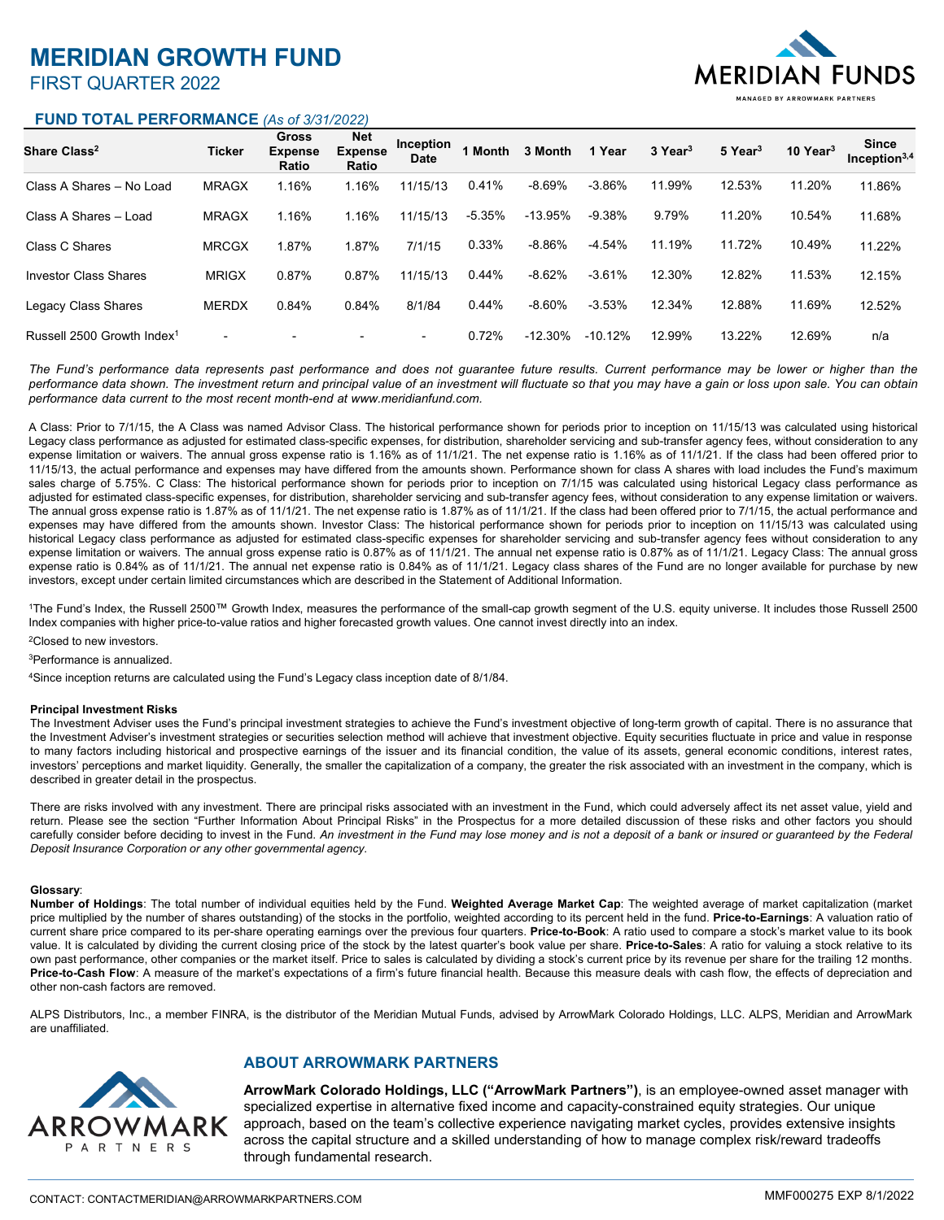# MERIDIAN GROWTH FUND

FIRST QUARTER 2022

MERIDIAN FUNDS

MANAGED BY ARROWMARK PARTNERS

## FUND TOTAL PERFORMANCE *(As of 3/31/2022)*

| Share Class[2] | Ticker | Gross Expense Ratio | Net Expense Ratio | Inception Date | 1 Month | 3 Month | 1 Year | 3 Year[3] | 5 Year[3] | 10 Year[3] | Since Inception[3,4] |
|---|---|---|---|---|---|---|---|---|---|---|---|
| Class A Shares – No Load | MRAGX | 1.16% | 1.16% | 11/15/13 | 0.41% | -8.69% | -3.86% | 11.99% | 12.53% | 11.20% | 11.86% |
| Class A Shares – Load | MRAGX | 1.16% | 1.16% | 11/15/13 | -5.35% | -13.95% | -9.38% | 9.79% | 11.20% | 10.54% | 11.68% |
| Class C Shares | MRCGX | 1.87% | 1.87% | 7/1/15 | 0.33% | -8.86% | -4.54% | 11.19% | 11.72% | 10.49% | 11.22% |
| Investor Class Shares | MRIGX | 0.87% | 0.87% | 11/15/13 | 0.44% | -8.62% | -3.61% | 12.30% | 12.82% | 11.53% | 12.15% |
| Legacy Class Shares | MERDX | 0.84% | 0.84% | 8/1/84 | 0.44% | -8.60% | -3.53% | 12.34% | 12.88% | 11.69% | 12.52% |
| Russell 2500 Growth Index[1] | - | - | - | - | 0.72% | -12.30% | -10.12% | 12.99% | 13.22% | 12.69% | n/a |

*The Fund's performance data represents past performance and does not guarantee future results. Current performance may be lower or higher than the performance data shown. The investment return and principal value of an investment will fluctuate so that you may have a gain or loss upon sale. You can obtain performance data current to the most recent month-end at www.meridianfund.com.*

A Class: Prior to 7/1/15, the A Class was named Advisor Class. The historical performance shown for periods prior to inception on 11/15/13 was calculated using historical Legacy class performance as adjusted for estimated class-specific expenses, for distribution, shareholder servicing and sub-transfer agency fees, without consideration to any expense limitation or waivers. The annual gross expense ratio is 1.16% as of 11/1/21. The net expense ratio is 1.16% as of 11/1/21. If the class had been offered prior to 11/15/13, the actual performance and expenses may have differed from the amounts shown. Performance shown for class A shares with load includes the Fund's maximum sales charge of 5.75%. C Class: The historical performance shown for periods prior to inception on 7/1/15 was calculated using historical Legacy class performance as adjusted for estimated class-specific expenses, for distribution, shareholder servicing and sub-transfer agency fees, without consideration to any expense limitation or waivers. The annual gross expense ratio is 1.87% as of 11/1/21. The net expense ratio is 1.87% as of 11/1/21. If the class had been offered prior to 7/1/15, the actual performance and expenses may have differed from the amounts shown. Investor Class: The historical performance shown for periods prior to inception on 11/15/13 was calculated using historical Legacy class performance as adjusted for estimated class-specific expenses for shareholder servicing and sub-transfer agency fees without consideration to any expense limitation or waivers. The annual gross expense ratio is 0.87% as of 11/1/21. The annual net expense ratio is 0.87% as of 11/1/21. Legacy Class: The annual gross expense ratio is 0.84% as of 11/1/21. The annual net expense ratio is 0.84% as of 11/1/21. Legacy class shares of the Fund are no longer available for purchase by new investors, except under certain limited circumstances which are described in the Statement of Additional Information.

[1]The Fund's Index, the Russell 2500™ Growth Index, measures the performance of the small-cap growth segment of the U.S. equity universe. It includes those Russell 2500 Index companies with higher price-to-value ratios and higher forecasted growth values. One cannot invest directly into an index.

[2]Closed to new investors.

[3]Performance is annualized.

[4]Since inception returns are calculated using the Fund's Legacy class inception date of 8/1/84.

**Principal Investment Risks**

The Investment Adviser uses the Fund's principal investment strategies to achieve the Fund's investment objective of long-term growth of capital. There is no assurance that the Investment Adviser's investment strategies or securities selection method will achieve that investment objective. Equity securities fluctuate in price and value in response to many factors including historical and prospective earnings of the issuer and its financial condition, the value of its assets, general economic conditions, interest rates, investors' perceptions and market liquidity. Generally, the smaller the capitalization of a company, the greater the risk associated with an investment in the company, which is described in greater detail in the prospectus.

There are risks involved with any investment. There are principal risks associated with an investment in the Fund, which could adversely affect its net asset value, yield and return. Please see the section "Further Information About Principal Risks" in the Prospectus for a more detailed discussion of these risks and other factors you should carefully consider before deciding to invest in the Fund. *An investment in the Fund may lose money and is not a deposit of a bank or insured or guaranteed by the Federal Deposit Insurance Corporation or any other governmental agency.*

**Glossary**:

**Number of Holdings**: The total number of individual equities held by the Fund. **Weighted Average Market Cap**: The weighted average of market capitalization (market price multiplied by the number of shares outstanding) of the stocks in the portfolio, weighted according to its percent held in the fund. **Price-to-Earnings**: A valuation ratio of current share price compared to its per-share operating earnings over the previous four quarters. **Price-to-Book**: A ratio used to compare a stock's market value to its book value. It is calculated by dividing the current closing price of the stock by the latest quarter's book value per share. **Price-to-Sales**: A ratio for valuing a stock relative to its own past performance, other companies or the market itself. Price to sales is calculated by dividing a stock's current price by its revenue per share for the trailing 12 months. **Price-to-Cash Flow**: A measure of the market's expectations of a firm's future financial health. Because this measure deals with cash flow, the effects of depreciation and other non-cash factors are removed.

ALPS Distributors, Inc., a member FINRA, is the distributor of the Meridian Mutual Funds, advised by ArrowMark Colorado Holdings, LLC. ALPS, Meridian and ArrowMark are unaffiliated.

## ABOUT ARROWMARK PARTNERS

ARROWMARK PARTNERS

**ArrowMark Colorado Holdings, LLC ("ArrowMark Partners")**, is an employee-owned asset manager with specialized expertise in alternative fixed income and capacity-constrained equity strategies. Our unique approach, based on the team's collective experience navigating market cycles, provides extensive insights across the capital structure and a skilled understanding of how to manage complex risk/reward tradeoffs through fundamental research.

CONTACT: CONTACTMERIDIAN@ARROWMARKPARTNERS.COM

MMF000275 EXP 8/1/2022